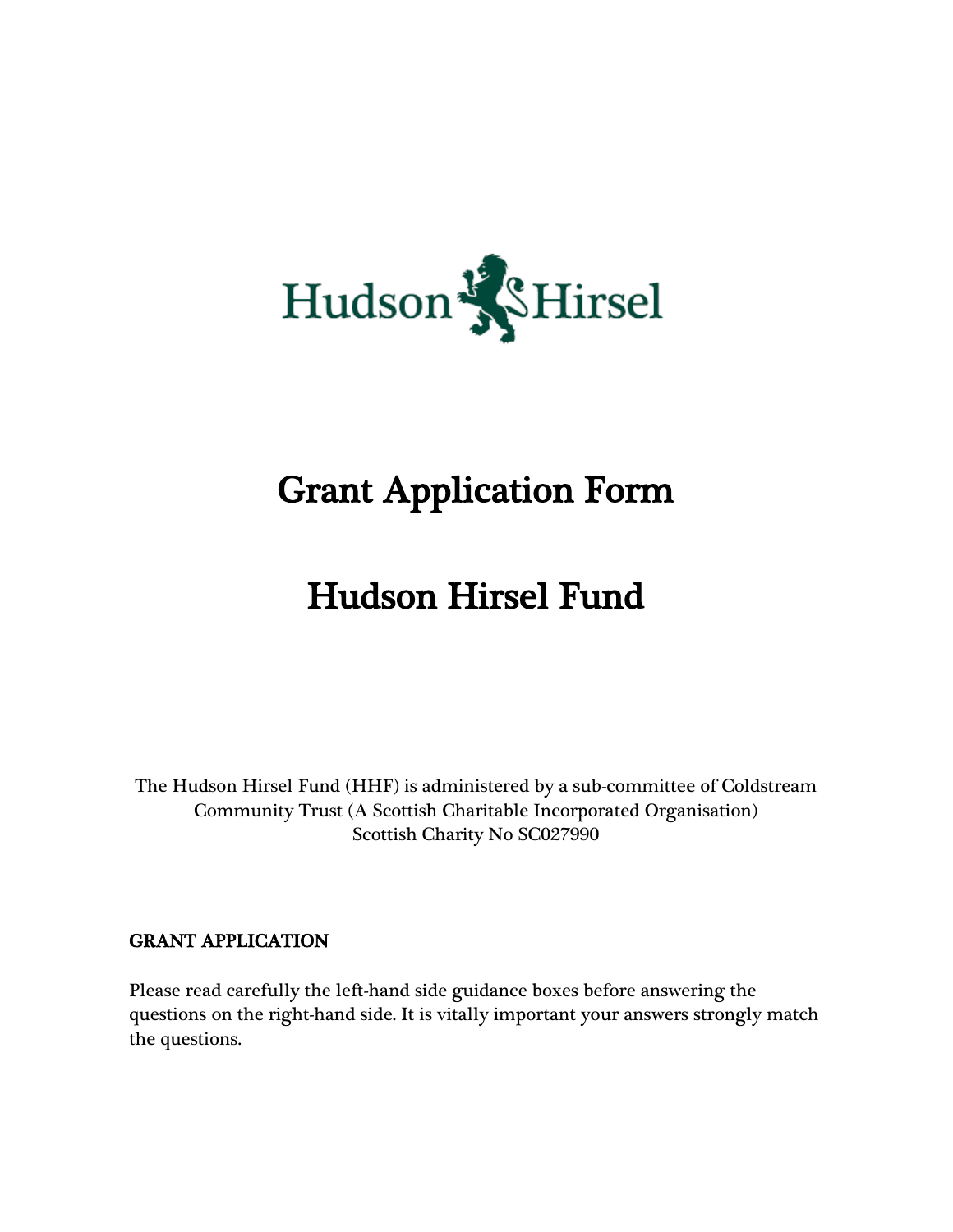Hudson Hirsel

# Grant Application Form

# Hudson Hirsel Fund

The Hudson Hirsel Fund (HHF) is administered by a sub-committee of Coldstream Community Trust (A Scottish Charitable Incorporated Organisation)
Scottish Charity No SC027990

## GRANT APPLICATION

Please read carefully the left-hand side guidance boxes before answering the questions on the right-hand side. It is vitally important your answers strongly match the questions.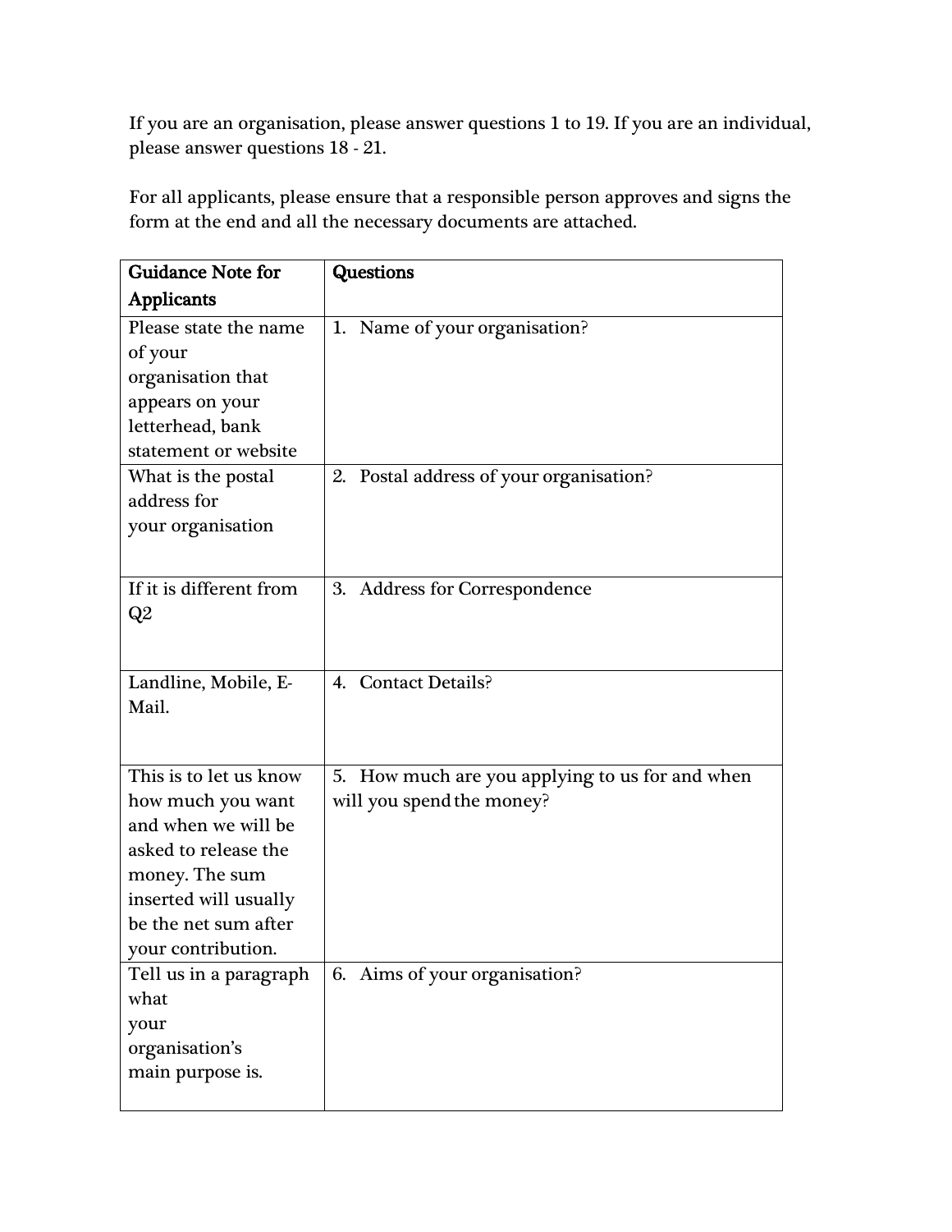If you are an organisation, please answer questions 1 to 19. If you are an individual, please answer questions 18 - 21.

For all applicants, please ensure that a responsible person approves and signs the form at the end and all the necessary documents are attached.

| **Guidance Note for Applicants** | **Questions** |
| --- | --- |
| Please state the name of your organisation that appears on your letterhead, bank statement or website | 1. Name of your organisation? |
| What is the postal address for your organisation | 2. Postal address of your organisation? |
| If it is different from Q2 | 3. Address for Correspondence |
| Landline, Mobile, E-Mail. | 4. Contact Details? |
| This is to let us know how much you want and when we will be asked to release the money. The sum inserted will usually be the net sum after your contribution. | 5. How much are you applying to us for and when will you spend the money? |
| Tell us in a paragraph what your organisation's main purpose is. | 6. Aims of your organisation? |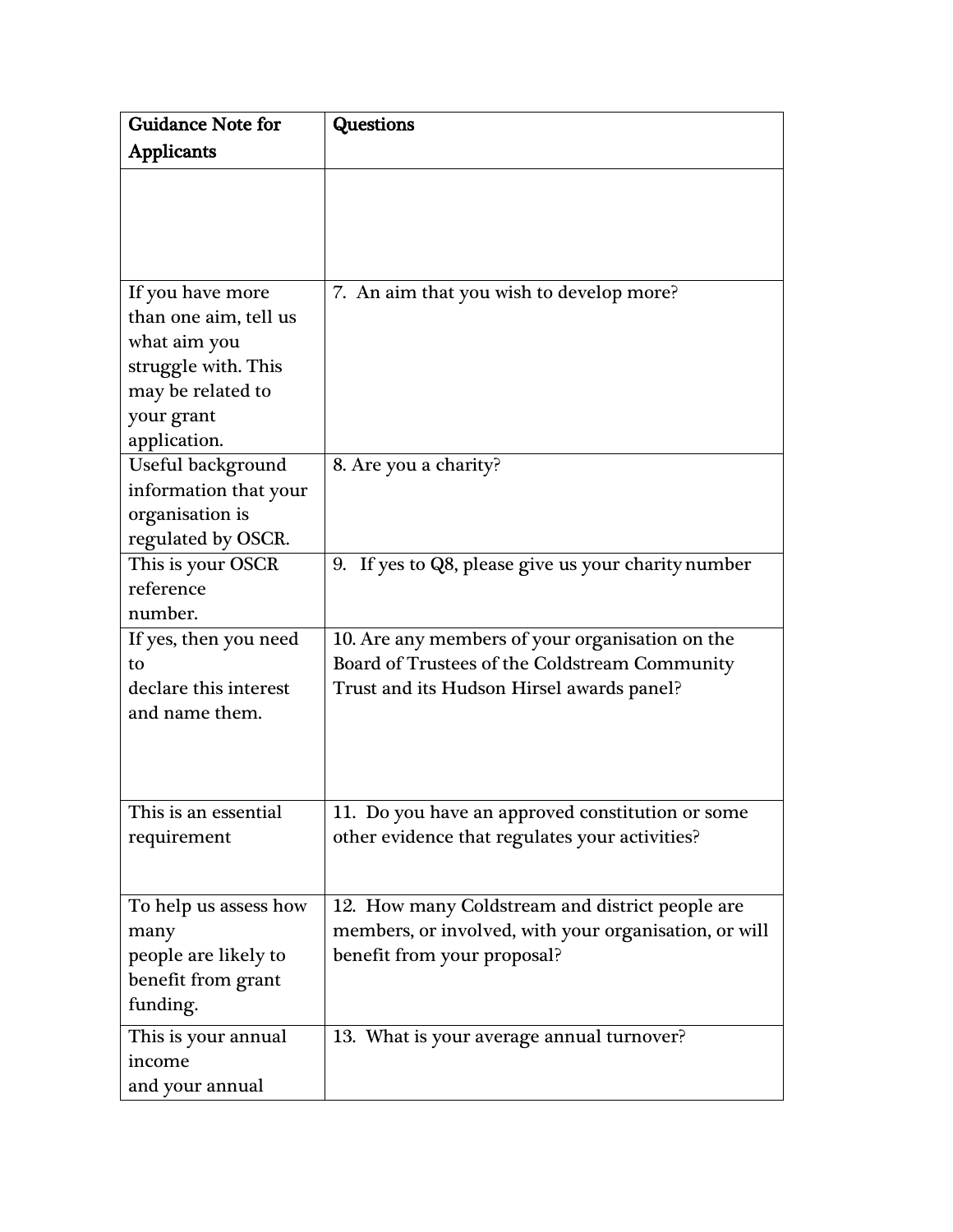| Guidance Note for Applicants | Questions |
| --- | --- |
| | |
| If you have more than one aim, tell us what aim you struggle with. This may be related to your grant application. | 7. An aim that you wish to develop more? |
| Useful background information that your organisation is regulated by OSCR. | 8. Are you a charity? |
| This is your OSCR reference number. | 9. If yes to Q8, please give us your charity number |
| If yes, then you need to declare this interest and name them. | 10. Are any members of your organisation on the Board of Trustees of the Coldstream Community Trust and its Hudson Hirsel awards panel? |
| This is an essential requirement | 11. Do you have an approved constitution or some other evidence that regulates your activities? |
| To help us assess how many people are likely to benefit from grant funding. | 12. How many Coldstream and district people are members, or involved, with your organisation, or will benefit from your proposal? |
| This is your annual income and your annual | 13. What is your average annual turnover? |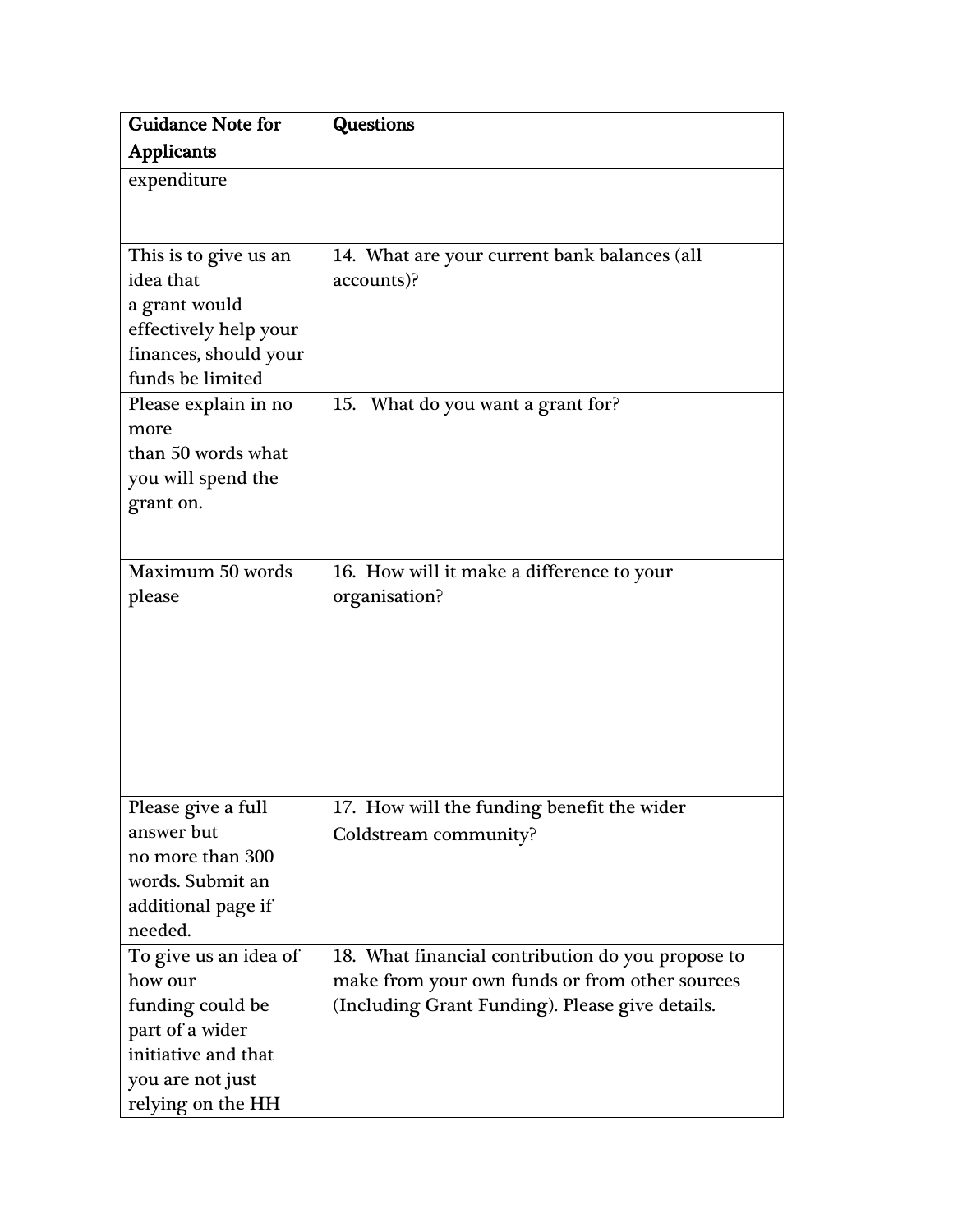| Guidance Note for Applicants | Questions |
| --- | --- |
| expenditure | |
| This is to give us an idea that a grant would effectively help your finances, should your funds be limited | 14. What are your current bank balances (all accounts)? |
| Please explain in no more than 50 words what you will spend the grant on. | 15. What do you want a grant for? |
| Maximum 50 words please | 16. How will it make a difference to your organisation? |
| Please give a full answer but no more than 300 words. Submit an additional page if needed. | 17. How will the funding benefit the wider Coldstream community? |
| To give us an idea of how our funding could be part of a wider initiative and that you are not just relying on the HH | 18. What financial contribution do you propose to make from your own funds or from other sources (Including Grant Funding). Please give details. |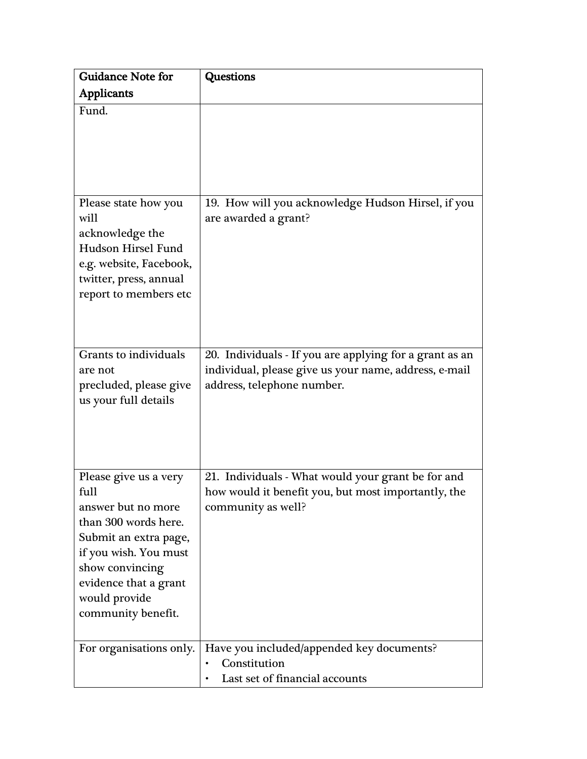| Guidance Note for Applicants | Questions |
| --- | --- |
| Fund. | |
| Please state how you will acknowledge the Hudson Hirsel Fund e.g. website, Facebook, twitter, press, annual report to members etc | 19. How will you acknowledge Hudson Hirsel, if you are awarded a grant? |
| Grants to individuals are not precluded, please give us your full details | 20. Individuals - If you are applying for a grant as an individual, please give us your name, address, e-mail address, telephone number. |
| Please give us a very full answer but no more than 300 words here. Submit an extra page, if you wish. You must show convincing evidence that a grant would provide community benefit. | 21. Individuals - What would your grant be for and how would it benefit you, but most importantly, the community as well? |
| For organisations only. | Have you included/appended key documents?<br>• Constitution<br>• Last set of financial accounts |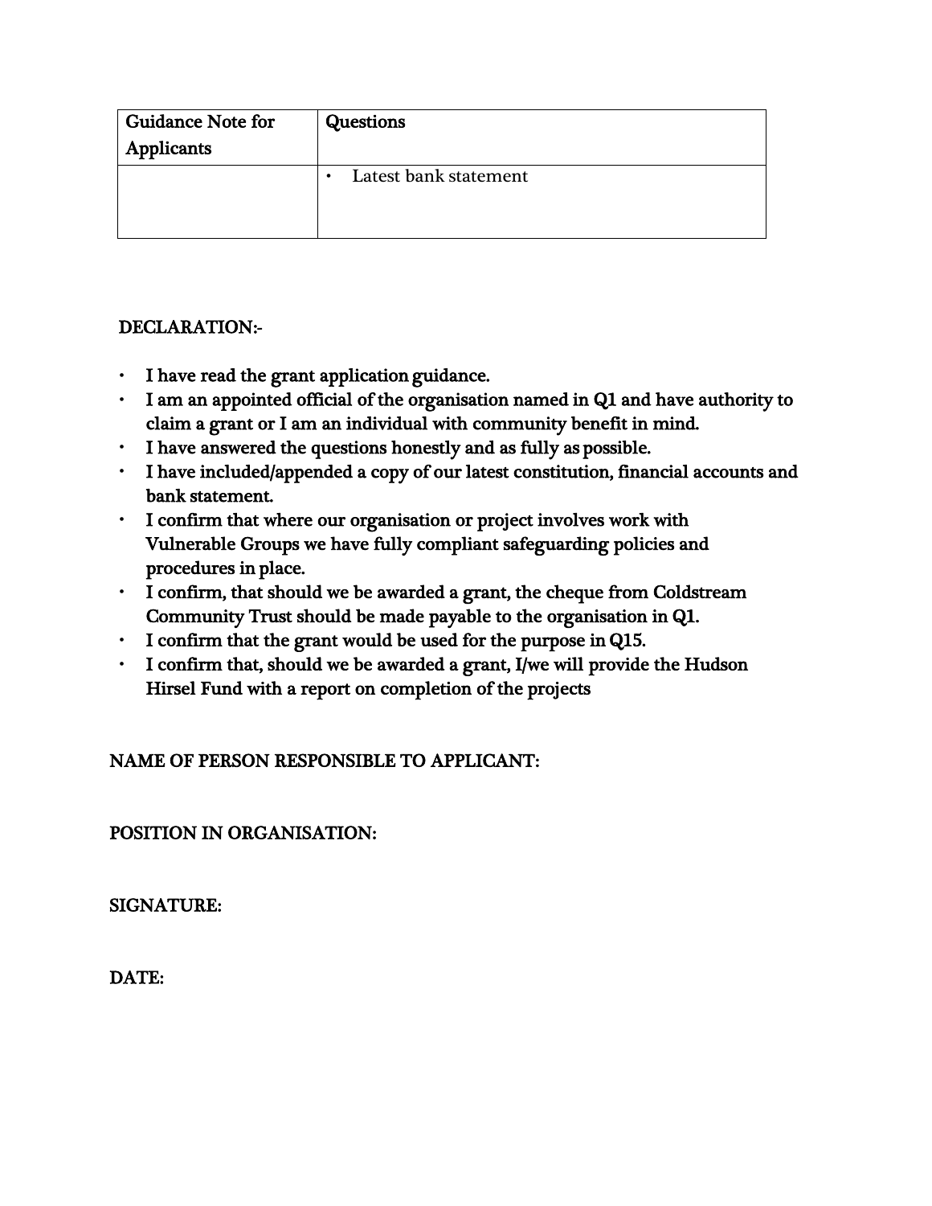| Guidance Note for Applicants | Questions |
| --- | --- |
| | • Latest bank statement |

**DECLARATION:-**

- **I have read the grant application guidance.**
- **I am an appointed official of the organisation named in Q1 and have authority to claim a grant or I am an individual with community benefit in mind.**
- **I have answered the questions honestly and as fully as possible.**
- **I have included/appended a copy of our latest constitution, financial accounts and bank statement.**
- **I confirm that where our organisation or project involves work with Vulnerable Groups we have fully compliant safeguarding policies and procedures in place.**
- **I confirm, that should we be awarded a grant, the cheque from Coldstream Community Trust should be made payable to the organisation in Q1.**
- **I confirm that the grant would be used for the purpose in Q15.**
- **I confirm that, should we be awarded a grant, I/we will provide the Hudson Hirsel Fund with a report on completion of the projects**

**NAME OF PERSON RESPONSIBLE TO APPLICANT:**

**POSITION IN ORGANISATION:**

**SIGNATURE:**

**DATE:**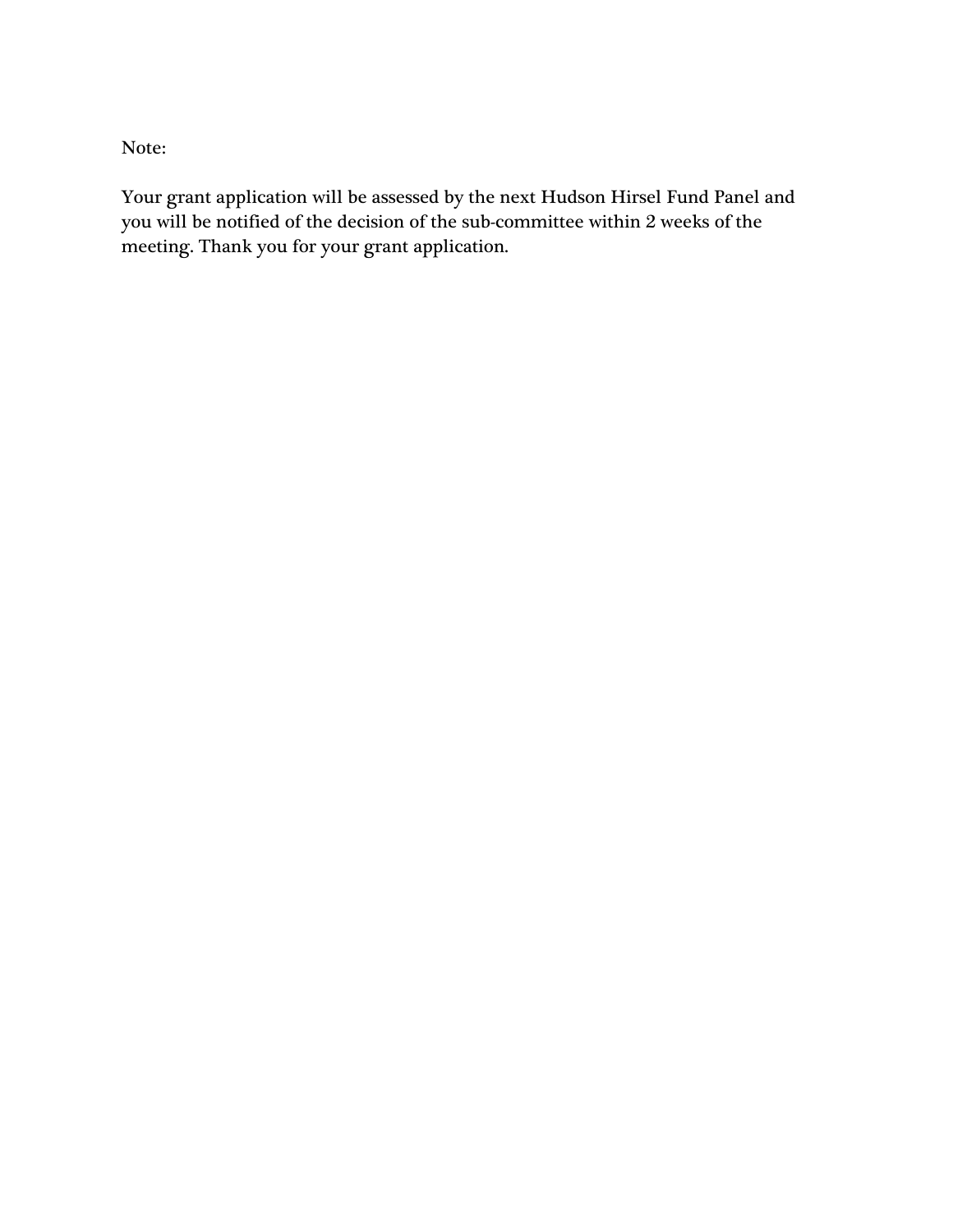Note:

Your grant application will be assessed by the next Hudson Hirsel Fund Panel and you will be notified of the decision of the sub-committee within 2 weeks of the meeting. Thank you for your grant application.